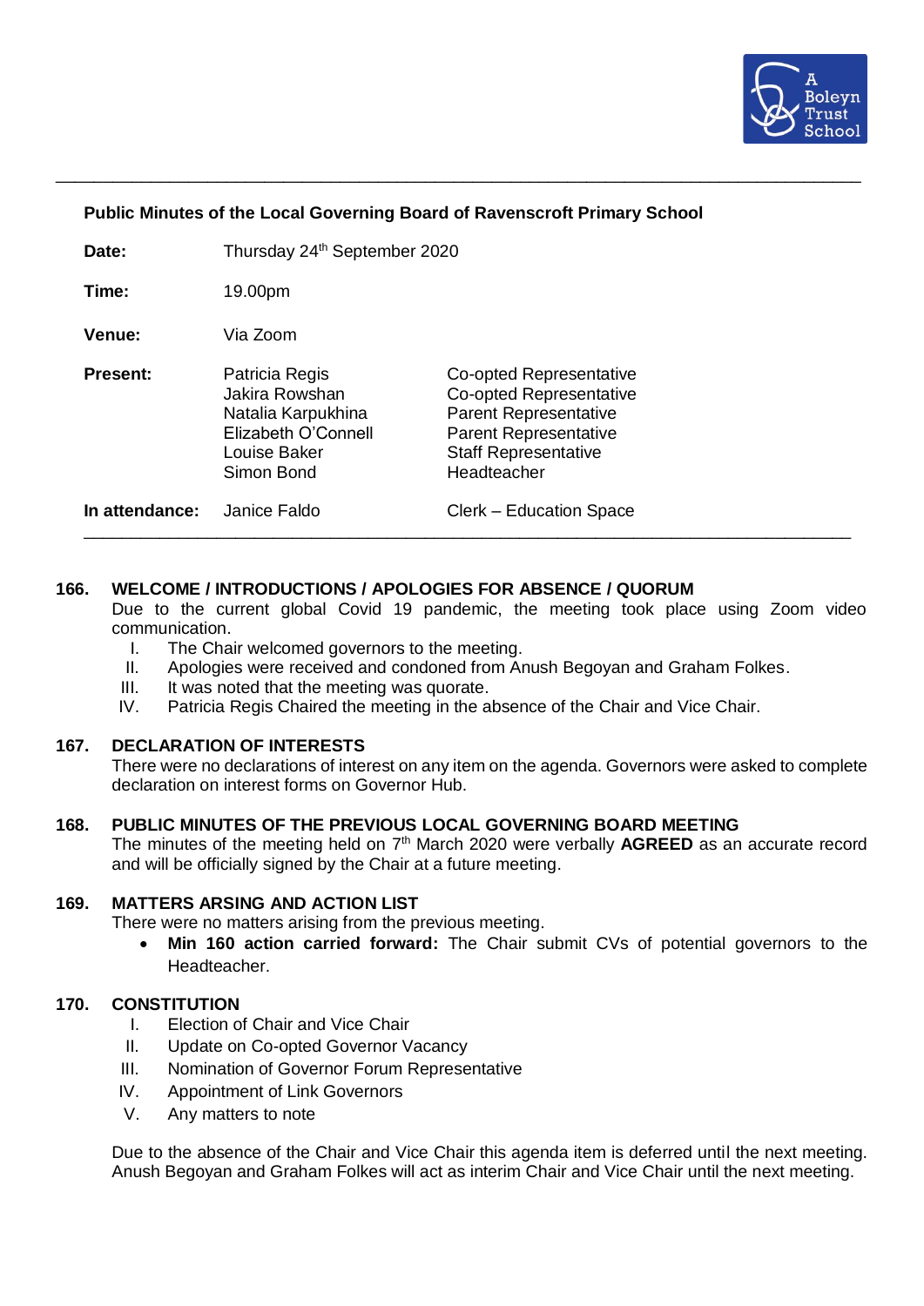**Public Minutes of the Local Governing Board of Ravenscroft Primary School**

| | | |
|---|---|---|
| **Date:** | Thursday 24th September 2020 | |
| **Time:** | 19.00pm | |
| **Venue:** | Via Zoom | |
| **Present:** | Patricia Regis | Co-opted Representative |
| | Jakira Rowshan | Co-opted Representative |
| | Natalia Karpukhina | Parent Representative |
| | Elizabeth O'Connell | Parent Representative |
| | Louise Baker | Staff Representative |
| | Simon Bond | Headteacher |
| **In attendance:** | Janice Faldo | Clerk – Education Space |

## 166. WELCOME / INTRODUCTIONS / APOLOGIES FOR ABSENCE / QUORUM

Due to the current global Covid 19 pandemic, the meeting took place using Zoom video communication.

I. The Chair welcomed governors to the meeting.
II. Apologies were received and condoned from Anush Begoyan and Graham Folkes.
III. It was noted that the meeting was quorate.
IV. Patricia Regis Chaired the meeting in the absence of the Chair and Vice Chair.

## 167. DECLARATION OF INTERESTS

There were no declarations of interest on any item on the agenda. Governors were asked to complete declaration on interest forms on Governor Hub.

## 168. PUBLIC MINUTES OF THE PREVIOUS LOCAL GOVERNING BOARD MEETING

The minutes of the meeting held on 7th March 2020 were verbally **AGREED** as an accurate record and will be officially signed by the Chair at a future meeting.

## 169. MATTERS ARSING AND ACTION LIST

There were no matters arising from the previous meeting.

- **Min 160 action carried forward:** The Chair submit CVs of potential governors to the Headteacher.

## 170. CONSTITUTION

I. Election of Chair and Vice Chair
II. Update on Co-opted Governor Vacancy
III. Nomination of Governor Forum Representative
IV. Appointment of Link Governors
V. Any matters to note

Due to the absence of the Chair and Vice Chair this agenda item is deferred until the next meeting. Anush Begoyan and Graham Folkes will act as interim Chair and Vice Chair until the next meeting.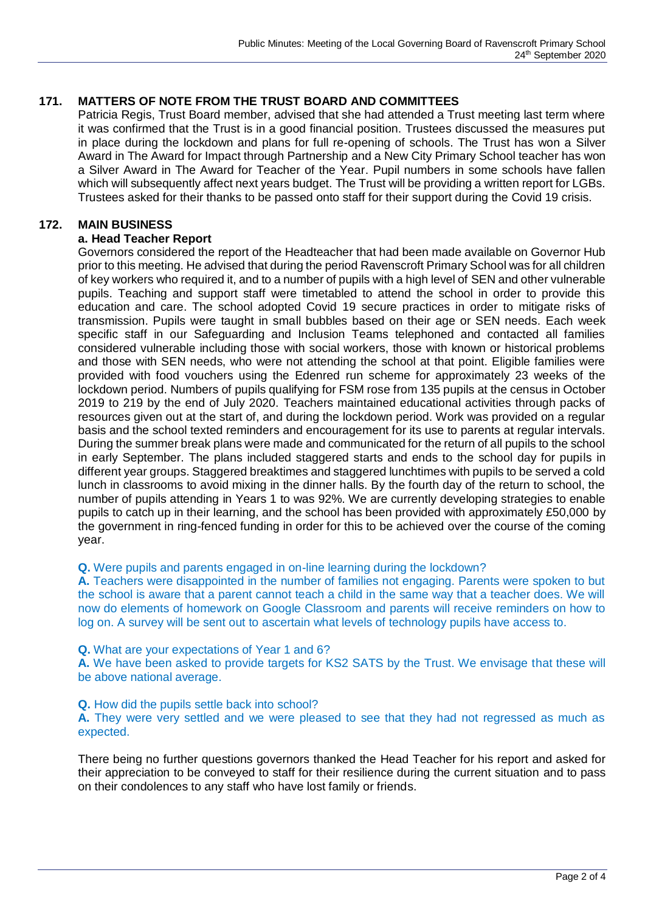## 171. MATTERS OF NOTE FROM THE TRUST BOARD AND COMMITTEES

Patricia Regis, Trust Board member, advised that she had attended a Trust meeting last term where it was confirmed that the Trust is in a good financial position. Trustees discussed the measures put in place during the lockdown and plans for full re-opening of schools. The Trust has won a Silver Award in The Award for Impact through Partnership and a New City Primary School teacher has won a Silver Award in The Award for Teacher of the Year. Pupil numbers in some schools have fallen which will subsequently affect next years budget. The Trust will be providing a written report for LGBs. Trustees asked for their thanks to be passed onto staff for their support during the Covid 19 crisis.

## 172. MAIN BUSINESS

### a. Head Teacher Report

Governors considered the report of the Headteacher that had been made available on Governor Hub prior to this meeting. He advised that during the period Ravenscroft Primary School was for all children of key workers who required it, and to a number of pupils with a high level of SEN and other vulnerable pupils. Teaching and support staff were timetabled to attend the school in order to provide this education and care. The school adopted Covid 19 secure practices in order to mitigate risks of transmission. Pupils were taught in small bubbles based on their age or SEN needs. Each week specific staff in our Safeguarding and Inclusion Teams telephoned and contacted all families considered vulnerable including those with social workers, those with known or historical problems and those with SEN needs, who were not attending the school at that point. Eligible families were provided with food vouchers using the Edenred run scheme for approximately 23 weeks of the lockdown period. Numbers of pupils qualifying for FSM rose from 135 pupils at the census in October 2019 to 219 by the end of July 2020. Teachers maintained educational activities through packs of resources given out at the start of, and during the lockdown period. Work was provided on a regular basis and the school texted reminders and encouragement for its use to parents at regular intervals. During the summer break plans were made and communicated for the return of all pupils to the school in early September. The plans included staggered starts and ends to the school day for pupils in different year groups. Staggered breaktimes and staggered lunchtimes with pupils to be served a cold lunch in classrooms to avoid mixing in the dinner halls. By the fourth day of the return to school, the number of pupils attending in Years 1 to was 92%. We are currently developing strategies to enable pupils to catch up in their learning, and the school has been provided with approximately £50,000 by the government in ring-fenced funding in order for this to be achieved over the course of the coming year.

**Q.** Were pupils and parents engaged in on-line learning during the lockdown?
**A.** Teachers were disappointed in the number of families not engaging. Parents were spoken to but the school is aware that a parent cannot teach a child in the same way that a teacher does. We will now do elements of homework on Google Classroom and parents will receive reminders on how to log on. A survey will be sent out to ascertain what levels of technology pupils have access to.

**Q.** What are your expectations of Year 1 and 6?
**A.** We have been asked to provide targets for KS2 SATS by the Trust. We envisage that these will be above national average.

**Q.** How did the pupils settle back into school?
**A.** They were very settled and we were pleased to see that they had not regressed as much as expected.

There being no further questions governors thanked the Head Teacher for his report and asked for their appreciation to be conveyed to staff for their resilience during the current situation and to pass on their condolences to any staff who have lost family or friends.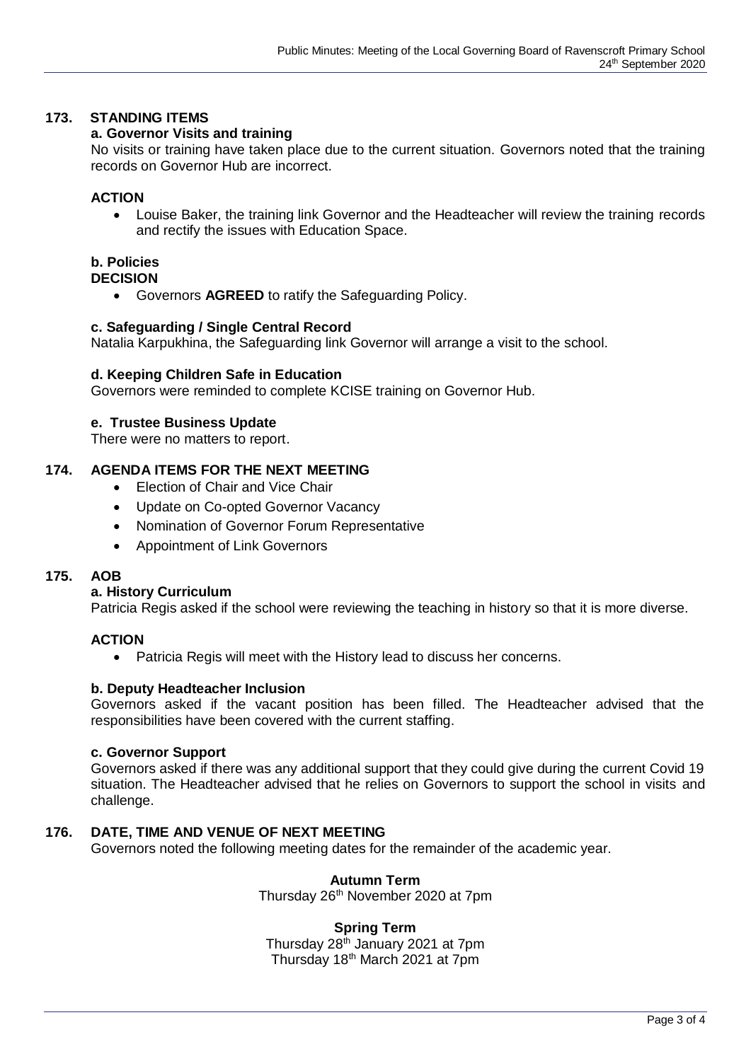## 173. STANDING ITEMS

### a. Governor Visits and training

No visits or training have taken place due to the current situation. Governors noted that the training records on Governor Hub are incorrect.

**ACTION**

- Louise Baker, the training link Governor and the Headteacher will review the training records and rectify the issues with Education Space.

### b. Policies

**DECISION**

- Governors **AGREED** to ratify the Safeguarding Policy.

### c. Safeguarding / Single Central Record

Natalia Karpukhina, the Safeguarding link Governor will arrange a visit to the school.

### d. Keeping Children Safe in Education

Governors were reminded to complete KCISE training on Governor Hub.

### e. Trustee Business Update

There were no matters to report.

## 174. AGENDA ITEMS FOR THE NEXT MEETING

- Election of Chair and Vice Chair
- Update on Co-opted Governor Vacancy
- Nomination of Governor Forum Representative
- Appointment of Link Governors

## 175. AOB

### a. History Curriculum

Patricia Regis asked if the school were reviewing the teaching in history so that it is more diverse.

**ACTION**

- Patricia Regis will meet with the History lead to discuss her concerns.

### b. Deputy Headteacher Inclusion

Governors asked if the vacant position has been filled. The Headteacher advised that the responsibilities have been covered with the current staffing.

### c. Governor Support

Governors asked if there was any additional support that they could give during the current Covid 19 situation. The Headteacher advised that he relies on Governors to support the school in visits and challenge.

## 176. DATE, TIME AND VENUE OF NEXT MEETING

Governors noted the following meeting dates for the remainder of the academic year.

**Autumn Term**

Thursday 26th November 2020 at 7pm

**Spring Term**

Thursday 28th January 2021 at 7pm

Thursday 18th March 2021 at 7pm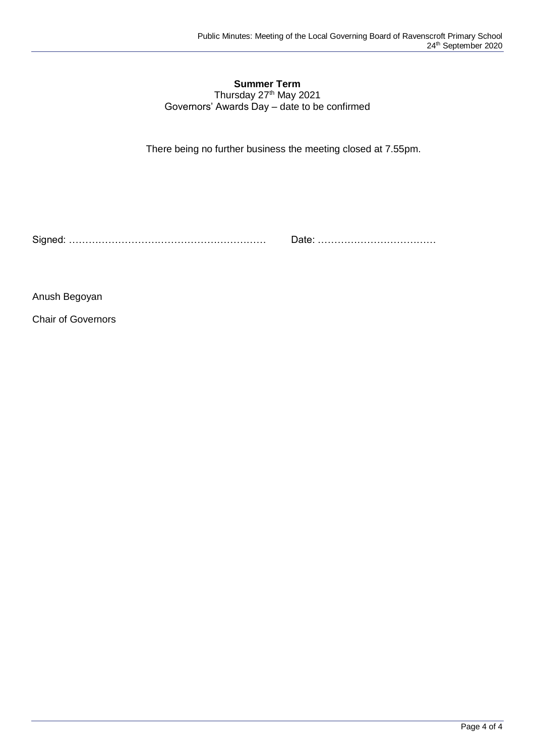**Summer Term**

Thursday 27th May 2021

Governors' Awards Day – date to be confirmed

There being no further business the meeting closed at 7.55pm.

Signed: …………………………………………………… Date: ………………………………

Anush Begoyan

Chair of Governors